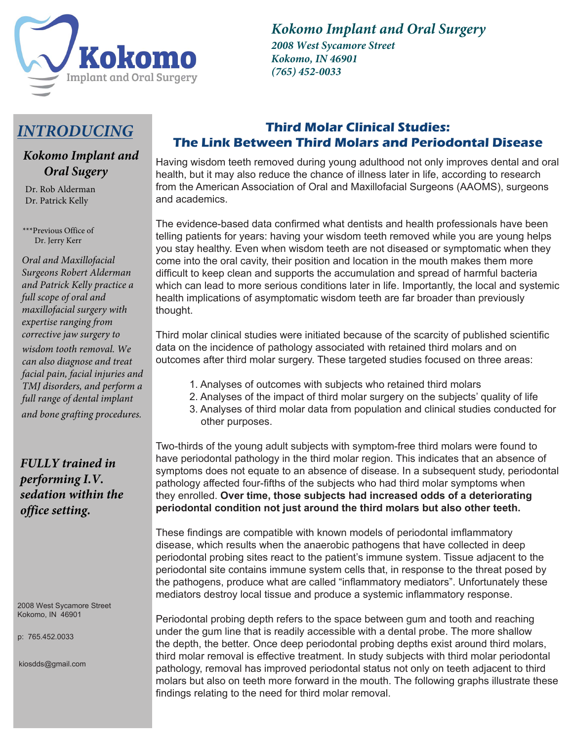Kokomo Implant and Oral Surgery

*Kokomo Implant and Oral Surgery*
*2008 West Sycamore Street*
*Kokomo, IN 46901*
*(765) 452-0033*

## *INTRODUCING*

### *Kokomo Implant and Oral Sugery*

Dr. Rob Alderman
Dr. Patrick Kelly

***Previous Office of Dr. Jerry Kerr

*Oral and Maxillofacial Surgeons Robert Alderman and Patrick Kelly practice a full scope of oral and maxillofacial surgery with expertise ranging from corrective jaw surgery to wisdom tooth removal. We can also diagnose and treat facial pain, facial injuries and TMJ disorders, and perform a full range of dental implant and bone grafting procedures.*

***FULLY trained in performing I.V. sedation within the office setting.***

2008 West Sycamore Street
Kokomo, IN 46901

p: 765.452.0033

kiosdds@gmail.com

## Third Molar Clinical Studies: The Link Between Third Molars and Periodontal Disease

Having wisdom teeth removed during young adulthood not only improves dental and oral health, but it may also reduce the chance of illness later in life, according to research from the American Association of Oral and Maxillofacial Surgeons (AAOMS), surgeons and academics.

The evidence-based data confirmed what dentists and health professionals have been telling patients for years: having your wisdom teeth removed while you are young helps you stay healthy. Even when wisdom teeth are not diseased or symptomatic when they come into the oral cavity, their position and location in the mouth makes them more difficult to keep clean and supports the accumulation and spread of harmful bacteria which can lead to more serious conditions later in life. Importantly, the local and systemic health implications of asymptomatic wisdom teeth are far broader than previously thought.

Third molar clinical studies were initiated because of the scarcity of published scientific data on the incidence of pathology associated with retained third molars and on outcomes after third molar surgery. These targeted studies focused on three areas:

1. Analyses of outcomes with subjects who retained third molars
2. Analyses of the impact of third molar surgery on the subjects' quality of life
3. Analyses of third molar data from population and clinical studies conducted for other purposes.

Two-thirds of the young adult subjects with symptom-free third molars were found to have periodontal pathology in the third molar region. This indicates that an absence of symptoms does not equate to an absence of disease. In a subsequent study, periodontal pathology affected four-fifths of the subjects who had third molar symptoms when they enrolled. **Over time, those subjects had increased odds of a deteriorating periodontal condition not just around the third molars but also other teeth.**

These findings are compatible with known models of periodontal imflammatory disease, which results when the anaerobic pathogens that have collected in deep periodontal probing sites react to the patient's immune system. Tissue adjacent to the periodontal site contains immune system cells that, in response to the threat posed by the pathogens, produce what are called "inflammatory mediators". Unfortunately these mediators destroy local tissue and produce a systemic inflammatory response.

Periodontal probing depth refers to the space between gum and tooth and reaching under the gum line that is readily accessible with a dental probe. The more shallow the depth, the better. Once deep periodontal probing depths exist around third molars, third molar removal is effective treatment. In study subjects with third molar periodontal pathology, removal has improved periodontal status not only on teeth adjacent to third molars but also on teeth more forward in the mouth. The following graphs illustrate these findings relating to the need for third molar removal.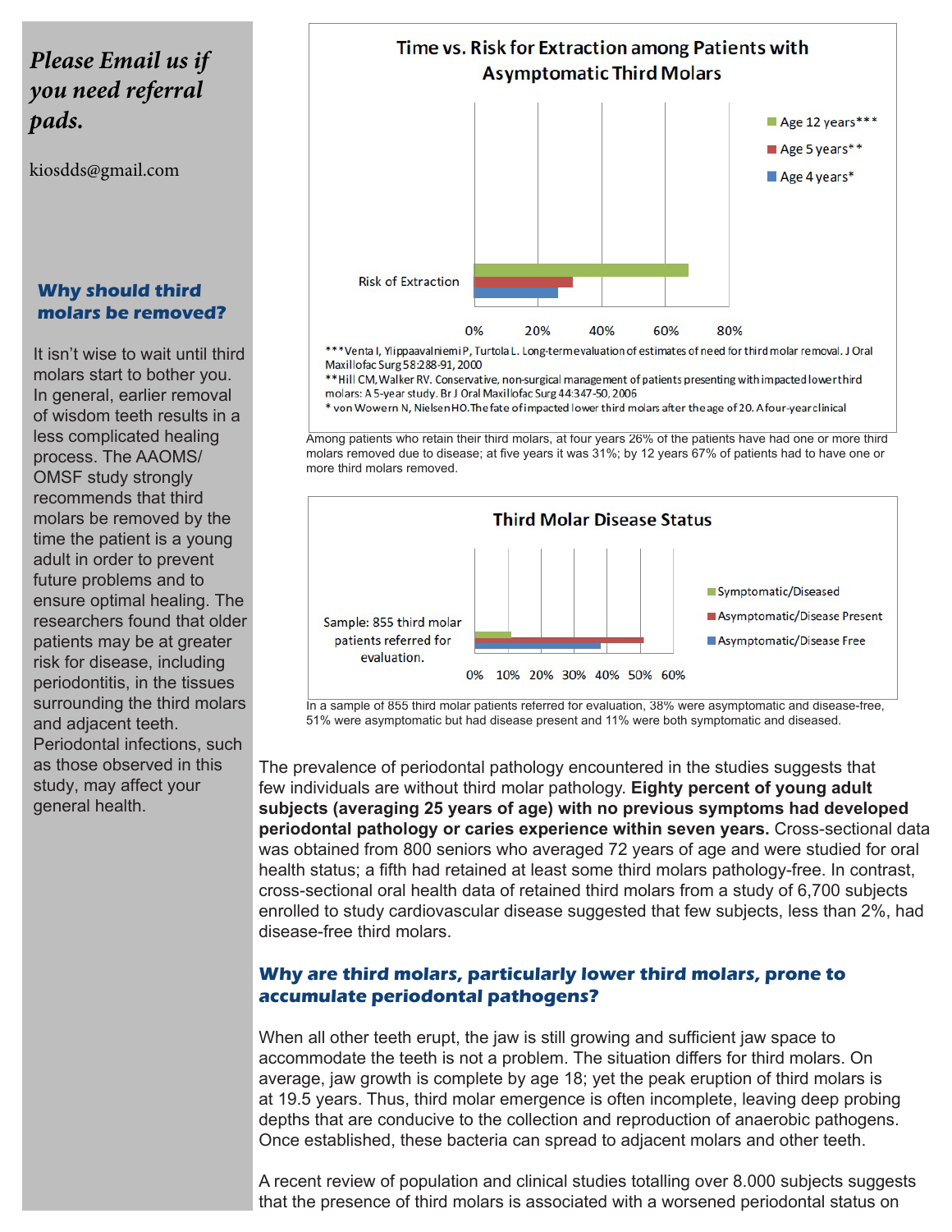*Please Email us if you need referral pads.*

kiosdds@gmail.com

## Why should third molars be removed?

It isn't wise to wait until third molars start to bother you. In general, earlier removal of wisdom teeth results in a less complicated healing process. The AAOMS/ OMSF study strongly recommends that third molars be removed by the time the patient is a young adult in order to prevent future problems and to ensure optimal healing. The researchers found that older patients may be at greater risk for disease, including periodontitis, in the tissues surrounding the third molars and adjacent teeth. Periodontal infections, such as those observed in this study, may affect your general health.

**Time vs. Risk for Extraction among Patients with Asymptomatic Third Molars**

| | Age 4 years* | Age 5 years** | Age 12 years*** |
|---|---|---|---|
| Risk of Extraction | 26% | 31% | 67% |

***Venta I, Ylippaavalniemi P, Turtola L. Long-term evaluation of estimates of need for third molar removal. J Oral Maxillofac Surg 58:288-91, 2000
**Hill CM, Walker RV. Conservative, non-surgical management of patients presenting with impacted lower third molars: A 5-year study. Br J Oral Maxillofac Surg 44:347-50, 2006
* von Wowern N, Nielsen HO. The fate of impacted lower third molars after the age of 20. A four-year clinical

Among patients who retain their third molars, at four years 26% of the patients have had one or more third molars removed due to disease; at five years it was 31%; by 12 years 67% of patients had to have one or more third molars removed.

**Third Molar Disease Status**

| | Asymptomatic/Disease Free | Asymptomatic/Disease Present | Symptomatic/Diseased |
|---|---|---|---|
| Sample: 855 third molar patients referred for evaluation. | 38% | 51% | 11% |

In a sample of 855 third molar patients referred for evaluation, 38% were asymptomatic and disease-free, 51% were asymptomatic but had disease present and 11% were both symptomatic and diseased.

The prevalence of periodontal pathology encountered in the studies suggests that few individuals are without third molar pathology. **Eighty percent of young adult subjects (averaging 25 years of age) with no previous symptoms had developed periodontal pathology or caries experience within seven years.** Cross-sectional data was obtained from 800 seniors who averaged 72 years of age and were studied for oral health status; a fifth had retained at least some third molars pathology-free. In contrast, cross-sectional oral health data of retained third molars from a study of 6,700 subjects enrolled to study cardiovascular disease suggested that few subjects, less than 2%, had disease-free third molars.

## Why are third molars, particularly lower third molars, prone to accumulate periodontal pathogens?

When all other teeth erupt, the jaw is still growing and sufficient jaw space to accommodate the teeth is not a problem. The situation differs for third molars. On average, jaw growth is complete by age 18; yet the peak eruption of third molars is at 19.5 years. Thus, third molar emergence is often incomplete, leaving deep probing depths that are conducive to the collection and reproduction of anaerobic pathogens. Once established, these bacteria can spread to adjacent molars and other teeth.

A recent review of population and clinical studies totalling over 8.000 subjects suggests that the presence of third molars is associated with a worsened periodontal status on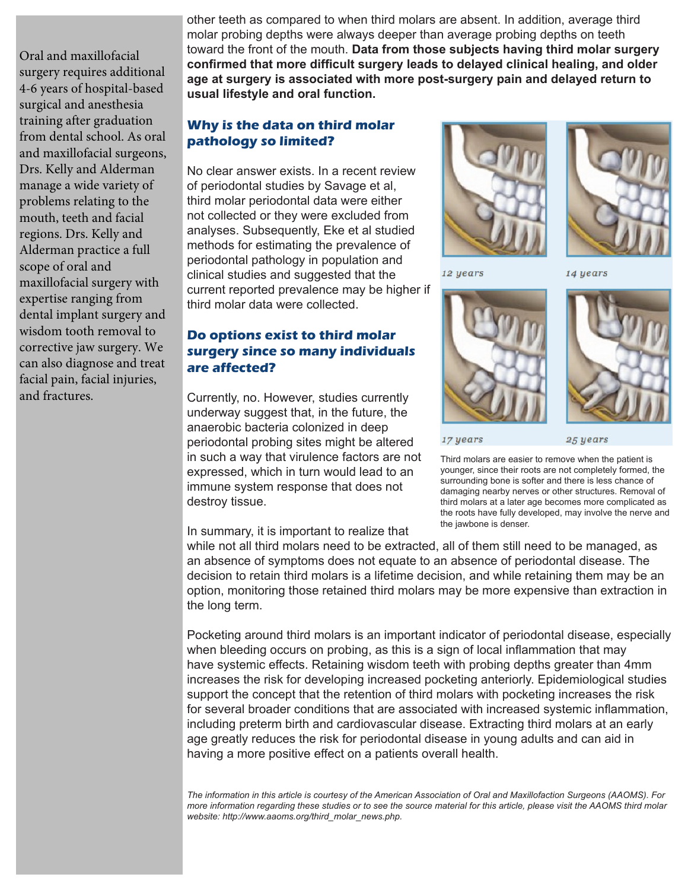Oral and maxillofacial surgery requires additional 4-6 years of hospital-based surgical and anesthesia training after graduation from dental school. As oral and maxillofacial surgeons, Drs. Kelly and Alderman manage a wide variety of problems relating to the mouth, teeth and facial regions. Drs. Kelly and Alderman practice a full scope of oral and maxillofacial surgery with expertise ranging from dental implant surgery and wisdom tooth removal to corrective jaw surgery. We can also diagnose and treat facial pain, facial injuries, and fractures.

other teeth as compared to when third molars are absent. In addition, average third molar probing depths were always deeper than average probing depths on teeth toward the front of the mouth. **Data from those subjects having third molar surgery confirmed that more difficult surgery leads to delayed clinical healing, and older age at surgery is associated with more post-surgery pain and delayed return to usual lifestyle and oral function.**

## Why is the data on third molar pathology so limited?

No clear answer exists. In a recent review of periodontal studies by Savage et al, third molar periodontal data were either not collected or they were excluded from analyses. Subsequently, Eke et al studied methods for estimating the prevalence of periodontal pathology in population and clinical studies and suggested that the current reported prevalence may be higher if third molar data were collected.

## Do options exist to third molar surgery since so many individuals are affected?

Currently, no. However, studies currently underway suggest that, in the future, the anaerobic bacteria colonized in deep periodontal probing sites might be altered in such a way that virulence factors are not expressed, which in turn would lead to an immune system response that does not destroy tissue.

12 years

14 years

17 years

25 years

Third molars are easier to remove when the patient is younger, since their roots are not completely formed, the surrounding bone is softer and there is less chance of damaging nearby nerves or other structures. Removal of third molars at a later age becomes more complicated as the roots have fully developed, may involve the nerve and the jawbone is denser.

In summary, it is important to realize that while not all third molars need to be extracted, all of them still need to be managed, as an absence of symptoms does not equate to an absence of periodontal disease. The decision to retain third molars is a lifetime decision, and while retaining them may be an option, monitoring those retained third molars may be more expensive than extraction in the long term.

Pocketing around third molars is an important indicator of periodontal disease, especially when bleeding occurs on probing, as this is a sign of local inflammation that may have systemic effects. Retaining wisdom teeth with probing depths greater than 4mm increases the risk for developing increased pocketing anteriorly. Epidemiological studies support the concept that the retention of third molars with pocketing increases the risk for several broader conditions that are associated with increased systemic inflammation, including preterm birth and cardiovascular disease. Extracting third molars at an early age greatly reduces the risk for periodontal disease in young adults and can aid in having a more positive effect on a patients overall health.

*The information in this article is courtesy of the American Association of Oral and Maxillofaction Surgeons (AAOMS). For more information regarding these studies or to see the source material for this article, please visit the AAOMS third molar website: http://www.aaoms.org/third_molar_news.php.*